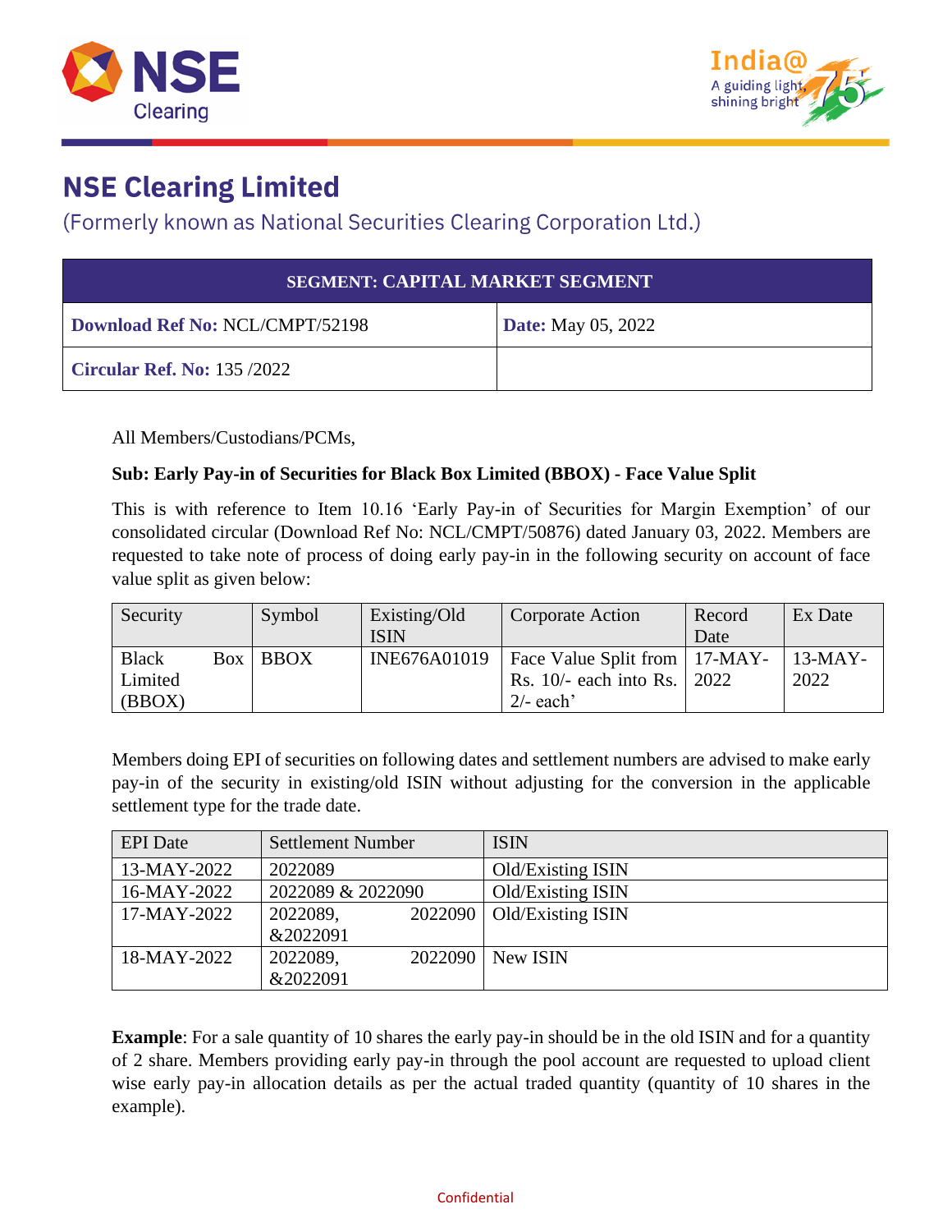# NSE Clearing Limited

(Formerly known as National Securities Clearing Corporation Ltd.)

| SEGMENT: CAPITAL MARKET SEGMENT | |
|---|---|
| **Download Ref No:** NCL/CMPT/52198 | **Date:** May 05, 2022 |
| **Circular Ref. No:** 135 /2022 | |

All Members/Custodians/PCMs,

**Sub: Early Pay-in of Securities for Black Box Limited (BBOX) - Face Value Split**

This is with reference to Item 10.16 'Early Pay-in of Securities for Margin Exemption' of our consolidated circular (Download Ref No: NCL/CMPT/50876) dated January 03, 2022. Members are requested to take note of process of doing early pay-in in the following security on account of face value split as given below:

| Security | Symbol | Existing/Old ISIN | Corporate Action | Record Date | Ex Date |
|---|---|---|---|---|---|
| Black Box Limited (BBOX) | BBOX | INE676A01019 | Face Value Split from Rs. 10/- each into Rs. 2/- each' | 17-MAY-2022 | 13-MAY-2022 |

Members doing EPI of securities on following dates and settlement numbers are advised to make early pay-in of the security in existing/old ISIN without adjusting for the conversion in the applicable settlement type for the trade date.

| EPI Date | Settlement Number | ISIN |
|---|---|---|
| 13-MAY-2022 | 2022089 | Old/Existing ISIN |
| 16-MAY-2022 | 2022089 & 2022090 | Old/Existing ISIN |
| 17-MAY-2022 | 2022089, 2022090 &2022091 | Old/Existing ISIN |
| 18-MAY-2022 | 2022089, 2022090 &2022091 | New ISIN |

**Example**: For a sale quantity of 10 shares the early pay-in should be in the old ISIN and for a quantity of 2 share. Members providing early pay-in through the pool account are requested to upload client wise early pay-in allocation details as per the actual traded quantity (quantity of 10 shares in the example).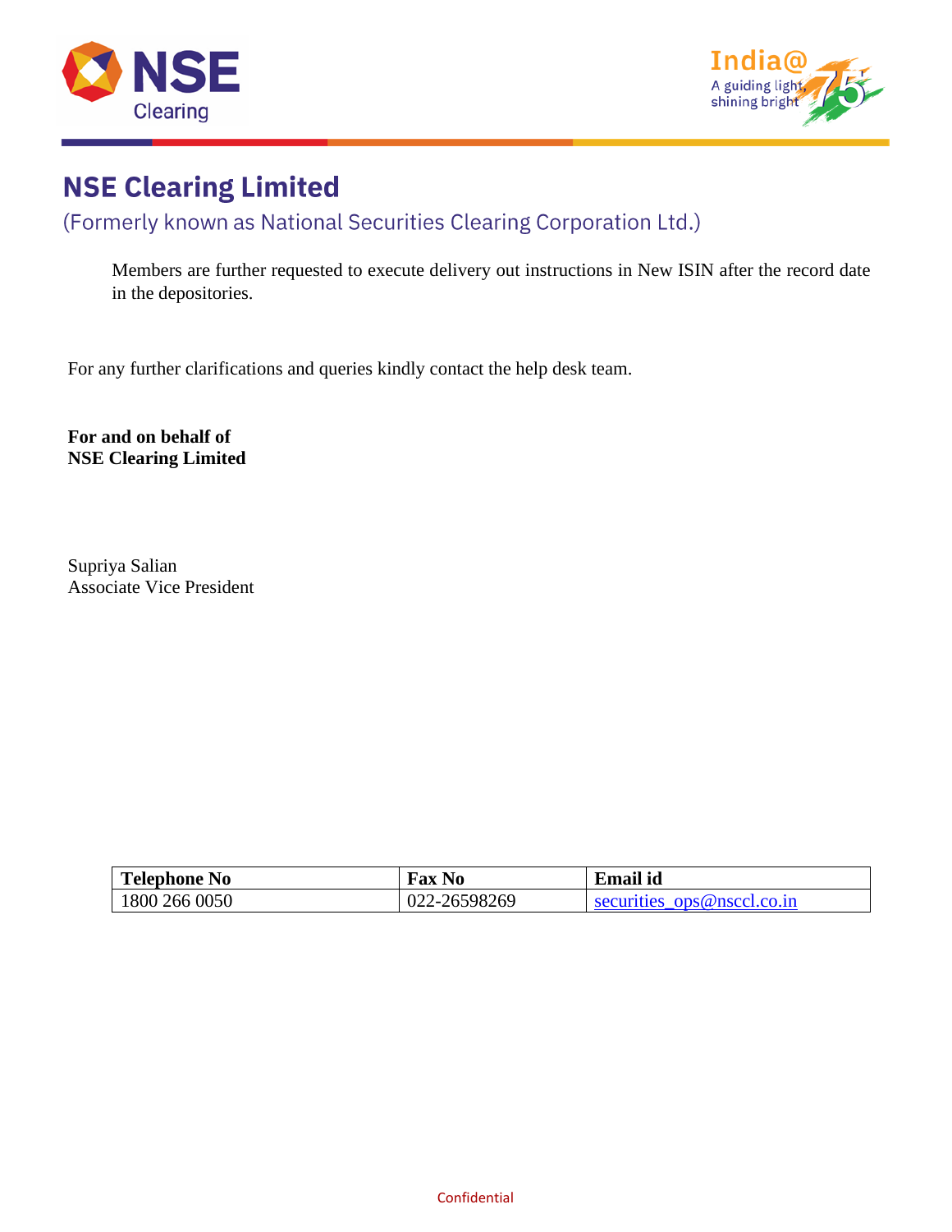# NSE Clearing Limited

(Formerly known as National Securities Clearing Corporation Ltd.)

Members are further requested to execute delivery out instructions in New ISIN after the record date in the depositories.

For any further clarifications and queries kindly contact the help desk team.

**For and on behalf of**
**NSE Clearing Limited**

Supriya Salian
Associate Vice President

| Telephone No | Fax No | Email id |
| --- | --- | --- |
| 1800 266 0050 | 022-26598269 | securities_ops@nsccl.co.in |

Confidential